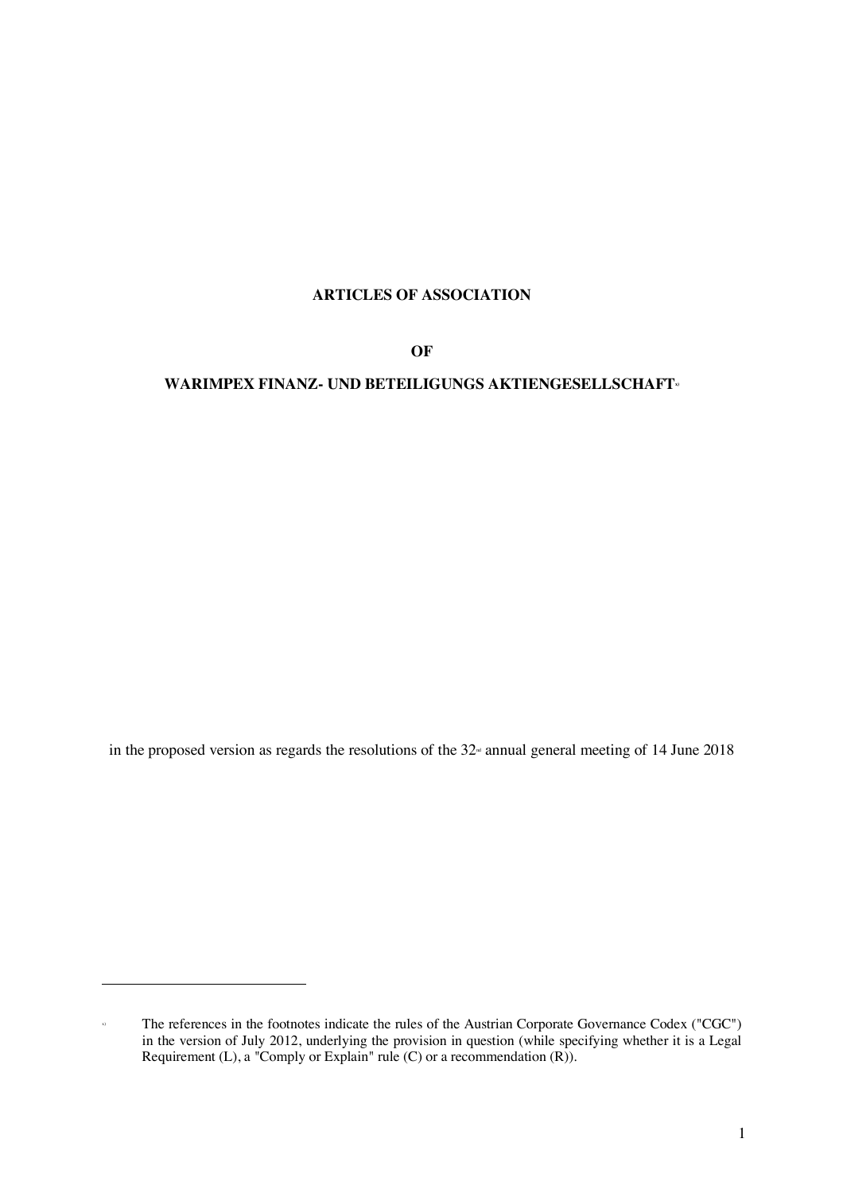# ARTICLES OF ASSOCIATION

# OF

# WARIMPEX FINANZ- UND BETEILIGUNGS AKTIENGESELLSCHAFT[*)]

in the proposed version as regards the resolutions of the 32nd annual general meeting of 14 June 2018

---

[*)] The references in the footnotes indicate the rules of the Austrian Corporate Governance Codex ("CGC") in the version of July 2012, underlying the provision in question (while specifying whether it is a Legal Requirement (L), a "Comply or Explain" rule (C) or a recommendation (R)).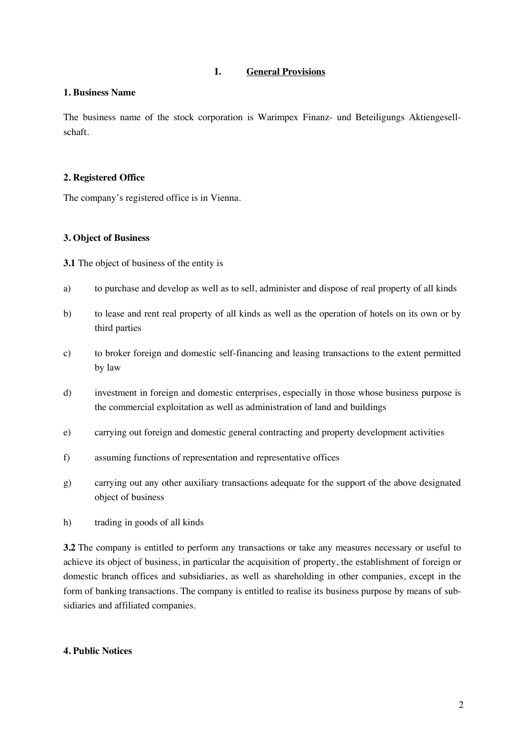# I. General Provisions

## 1. Business Name

The business name of the stock corporation is Warimpex Finanz- und Beteiligungs Aktiengesellschaft.

## 2. Registered Office

The company's registered office is in Vienna.

## 3. Object of Business

**3.1** The object of business of the entity is

a) to purchase and develop as well as to sell, administer and dispose of real property of all kinds

b) to lease and rent real property of all kinds as well as the operation of hotels on its own or by third parties

c) to broker foreign and domestic self-financing and leasing transactions to the extent permitted by law

d) investment in foreign and domestic enterprises, especially in those whose business purpose is the commercial exploitation as well as administration of land and buildings

e) carrying out foreign and domestic general contracting and property development activities

f) assuming functions of representation and representative offices

g) carrying out any other auxiliary transactions adequate for the support of the above designated object of business

h) trading in goods of all kinds

**3.2** The company is entitled to perform any transactions or take any measures necessary or useful to achieve its object of business, in particular the acquisition of property, the establishment of foreign or domestic branch offices and subsidiaries, as well as shareholding in other companies, except in the form of banking transactions. The company is entitled to realise its business purpose by means of subsidiaries and affiliated companies.

## 4. Public Notices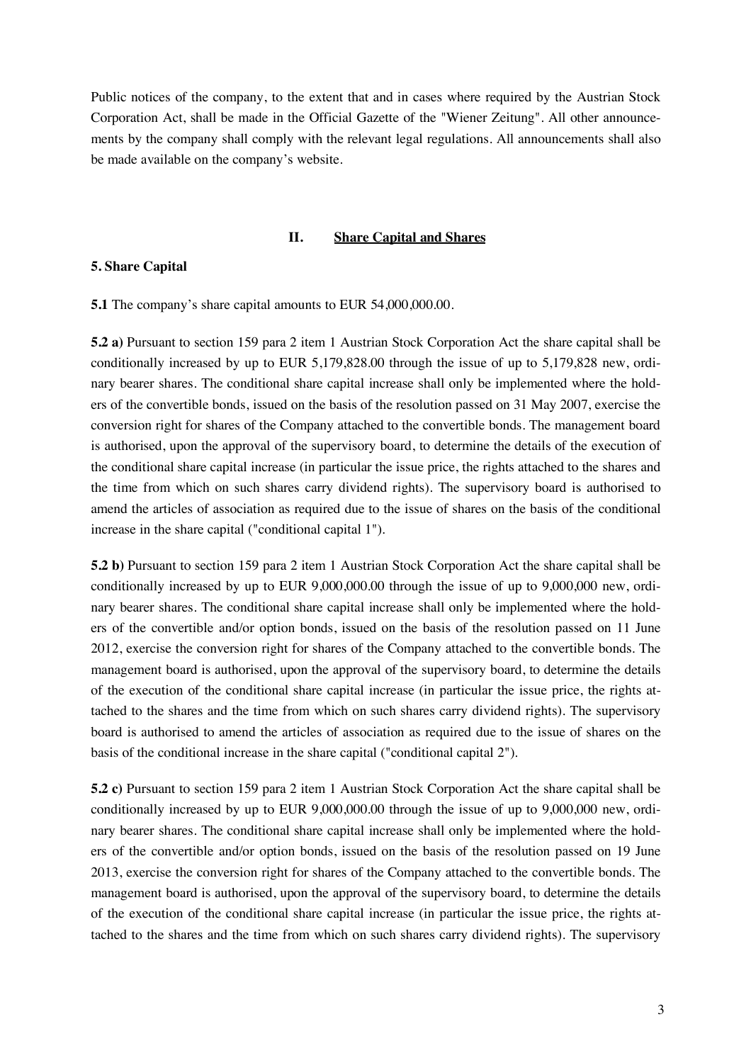Public notices of the company, to the extent that and in cases where required by the Austrian Stock Corporation Act, shall be made in the Official Gazette of the "Wiener Zeitung". All other announcements by the company shall comply with the relevant legal regulations. All announcements shall also be made available on the company's website.

## II. Share Capital and Shares

### 5. Share Capital

**5.1** The company's share capital amounts to EUR 54,000,000.00.

**5.2 a)** Pursuant to section 159 para 2 item 1 Austrian Stock Corporation Act the share capital shall be conditionally increased by up to EUR 5,179,828.00 through the issue of up to 5,179,828 new, ordinary bearer shares. The conditional share capital increase shall only be implemented where the holders of the convertible bonds, issued on the basis of the resolution passed on 31 May 2007, exercise the conversion right for shares of the Company attached to the convertible bonds. The management board is authorised, upon the approval of the supervisory board, to determine the details of the execution of the conditional share capital increase (in particular the issue price, the rights attached to the shares and the time from which on such shares carry dividend rights). The supervisory board is authorised to amend the articles of association as required due to the issue of shares on the basis of the conditional increase in the share capital ("conditional capital 1").

**5.2 b)** Pursuant to section 159 para 2 item 1 Austrian Stock Corporation Act the share capital shall be conditionally increased by up to EUR 9,000,000.00 through the issue of up to 9,000,000 new, ordinary bearer shares. The conditional share capital increase shall only be implemented where the holders of the convertible and/or option bonds, issued on the basis of the resolution passed on 11 June 2012, exercise the conversion right for shares of the Company attached to the convertible bonds. The management board is authorised, upon the approval of the supervisory board, to determine the details of the execution of the conditional share capital increase (in particular the issue price, the rights attached to the shares and the time from which on such shares carry dividend rights). The supervisory board is authorised to amend the articles of association as required due to the issue of shares on the basis of the conditional increase in the share capital ("conditional capital 2").

**5.2 c)** Pursuant to section 159 para 2 item 1 Austrian Stock Corporation Act the share capital shall be conditionally increased by up to EUR 9,000,000.00 through the issue of up to 9,000,000 new, ordinary bearer shares. The conditional share capital increase shall only be implemented where the holders of the convertible and/or option bonds, issued on the basis of the resolution passed on 19 June 2013, exercise the conversion right for shares of the Company attached to the convertible bonds. The management board is authorised, upon the approval of the supervisory board, to determine the details of the execution of the conditional share capital increase (in particular the issue price, the rights attached to the shares and the time from which on such shares carry dividend rights). The supervisory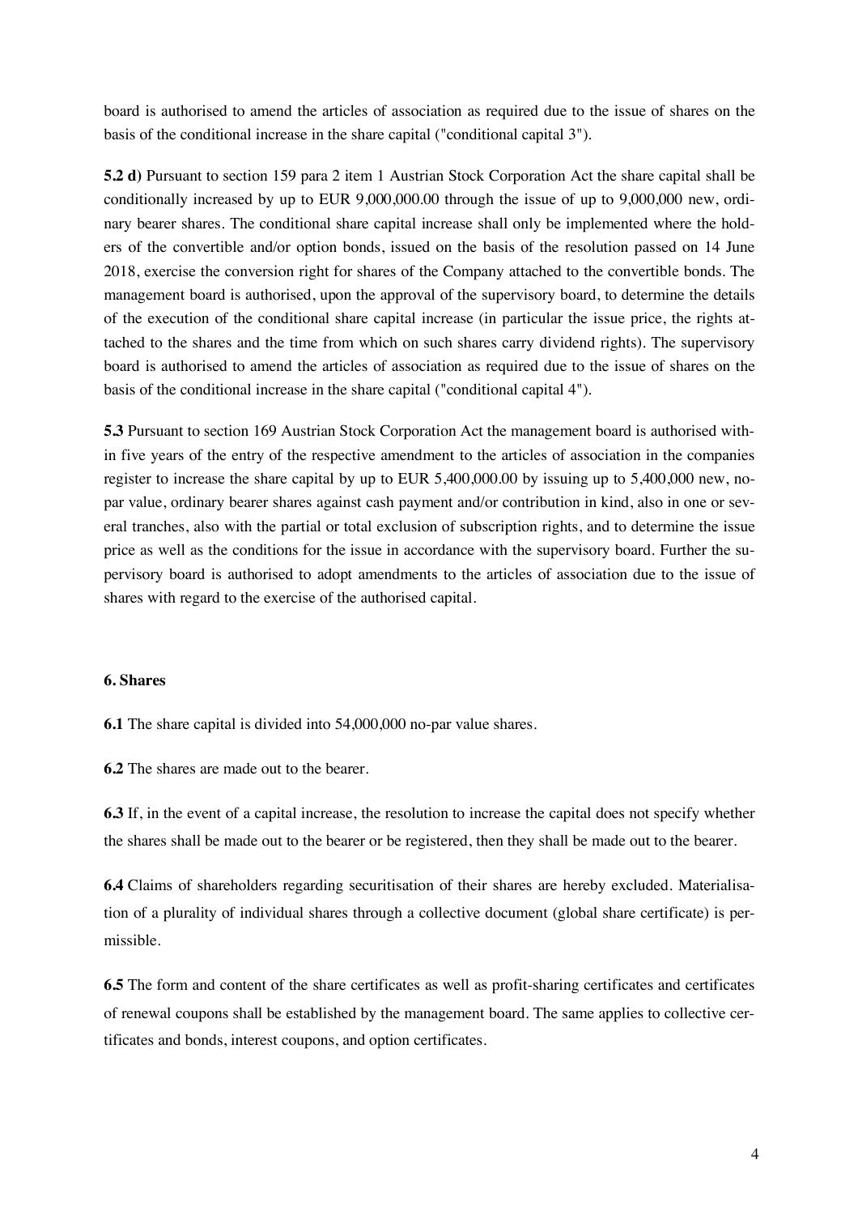board is authorised to amend the articles of association as required due to the issue of shares on the basis of the conditional increase in the share capital ("conditional capital 3").

**5.2 d)** Pursuant to section 159 para 2 item 1 Austrian Stock Corporation Act the share capital shall be conditionally increased by up to EUR 9,000,000.00 through the issue of up to 9,000,000 new, ordinary bearer shares. The conditional share capital increase shall only be implemented where the holders of the convertible and/or option bonds, issued on the basis of the resolution passed on 14 June 2018, exercise the conversion right for shares of the Company attached to the convertible bonds. The management board is authorised, upon the approval of the supervisory board, to determine the details of the execution of the conditional share capital increase (in particular the issue price, the rights attached to the shares and the time from which on such shares carry dividend rights). The supervisory board is authorised to amend the articles of association as required due to the issue of shares on the basis of the conditional increase in the share capital ("conditional capital 4").

**5.3** Pursuant to section 169 Austrian Stock Corporation Act the management board is authorised within five years of the entry of the respective amendment to the articles of association in the companies register to increase the share capital by up to EUR 5,400,000.00 by issuing up to 5,400,000 new, no-par value, ordinary bearer shares against cash payment and/or contribution in kind, also in one or several tranches, also with the partial or total exclusion of subscription rights, and to determine the issue price as well as the conditions for the issue in accordance with the supervisory board. Further the supervisory board is authorised to adopt amendments to the articles of association due to the issue of shares with regard to the exercise of the authorised capital.

### 6. Shares

**6.1** The share capital is divided into 54,000,000 no-par value shares.

**6.2** The shares are made out to the bearer.

**6.3** If, in the event of a capital increase, the resolution to increase the capital does not specify whether the shares shall be made out to the bearer or be registered, then they shall be made out to the bearer.

**6.4** Claims of shareholders regarding securitisation of their shares are hereby excluded. Materialisation of a plurality of individual shares through a collective document (global share certificate) is permissible.

**6.5** The form and content of the share certificates as well as profit-sharing certificates and certificates of renewal coupons shall be established by the management board. The same applies to collective certificates and bonds, interest coupons, and option certificates.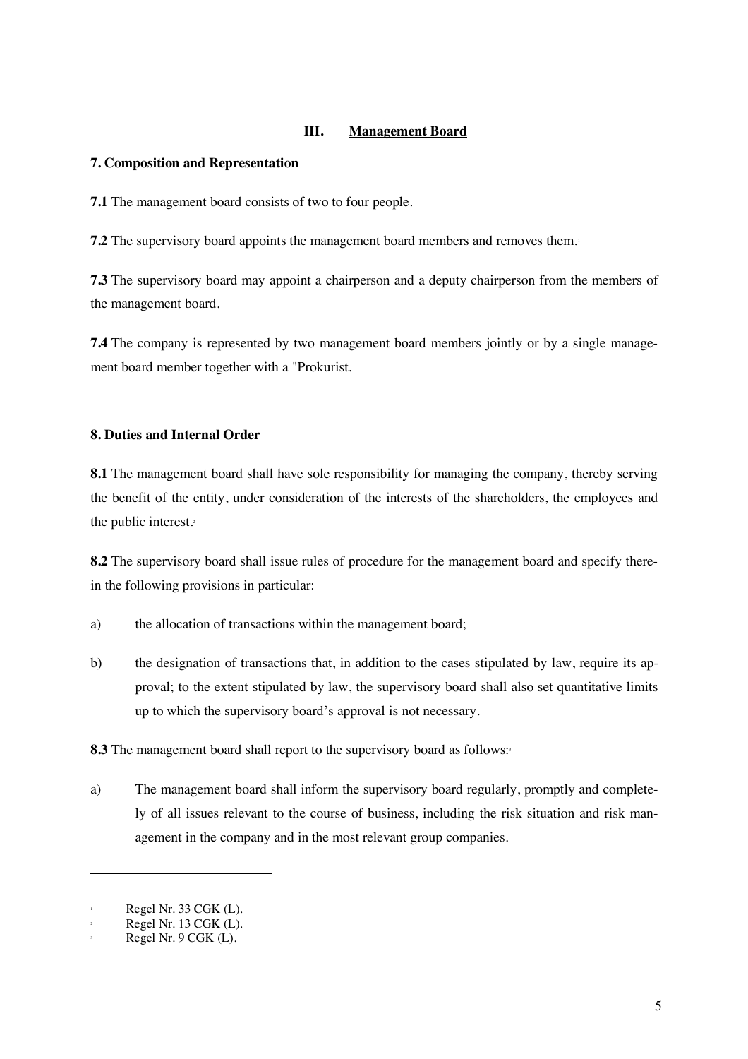## III. Management Board

### 7. Composition and Representation

**7.1** The management board consists of two to four people.

**7.2** The supervisory board appoints the management board members and removes them.[1]

**7.3** The supervisory board may appoint a chairperson and a deputy chairperson from the members of the management board.

**7.4** The company is represented by two management board members jointly or by a single management board member together with a "Prokurist.

### 8. Duties and Internal Order

**8.1** The management board shall have sole responsibility for managing the company, thereby serving the benefit of the entity, under consideration of the interests of the shareholders, the employees and the public interest.[2]

**8.2** The supervisory board shall issue rules of procedure for the management board and specify therein the following provisions in particular:

a) the allocation of transactions within the management board;

b) the designation of transactions that, in addition to the cases stipulated by law, require its approval; to the extent stipulated by law, the supervisory board shall also set quantitative limits up to which the supervisory board's approval is not necessary.

**8.3** The management board shall report to the supervisory board as follows:[3]

a) The management board shall inform the supervisory board regularly, promptly and completely of all issues relevant to the course of business, including the risk situation and risk management in the company and in the most relevant group companies.

---

[1] Regel Nr. 33 CGK (L).
[2] Regel Nr. 13 CGK (L).
[3] Regel Nr. 9 CGK (L).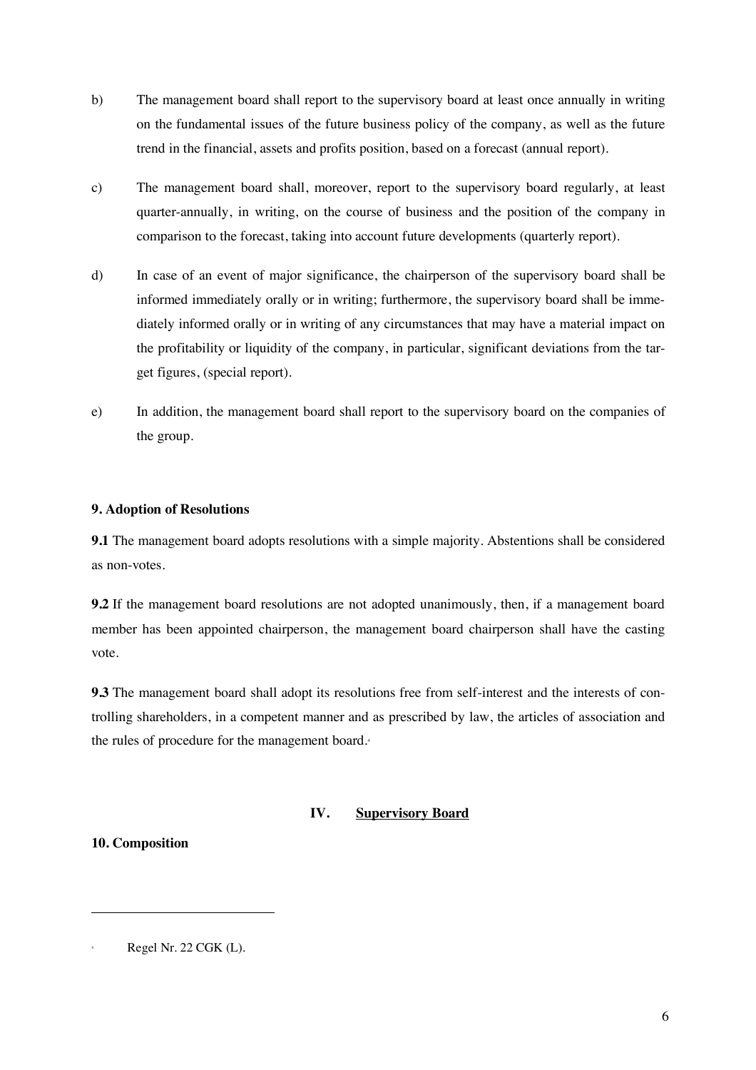b) The management board shall report to the supervisory board at least once annually in writing on the fundamental issues of the future business policy of the company, as well as the future trend in the financial, assets and profits position, based on a forecast (annual report).

c) The management board shall, moreover, report to the supervisory board regularly, at least quarter-annually, in writing, on the course of business and the position of the company in comparison to the forecast, taking into account future developments (quarterly report).

d) In case of an event of major significance, the chairperson of the supervisory board shall be informed immediately orally or in writing; furthermore, the supervisory board shall be immediately informed orally or in writing of any circumstances that may have a material impact on the profitability or liquidity of the company, in particular, significant deviations from the target figures, (special report).

e) In addition, the management board shall report to the supervisory board on the companies of the group.

**9. Adoption of Resolutions**

**9.1** The management board adopts resolutions with a simple majority. Abstentions shall be considered as non-votes.

**9.2** If the management board resolutions are not adopted unanimously, then, if a management board member has been appointed chairperson, the management board chairperson shall have the casting vote.

**9.3** The management board shall adopt its resolutions free from self-interest and the interests of controlling shareholders, in a competent manner and as prescribed by law, the articles of association and the rules of procedure for the management board.[4]

## IV. Supervisory Board

**10. Composition**

---

[4] Regel Nr. 22 CGK (L).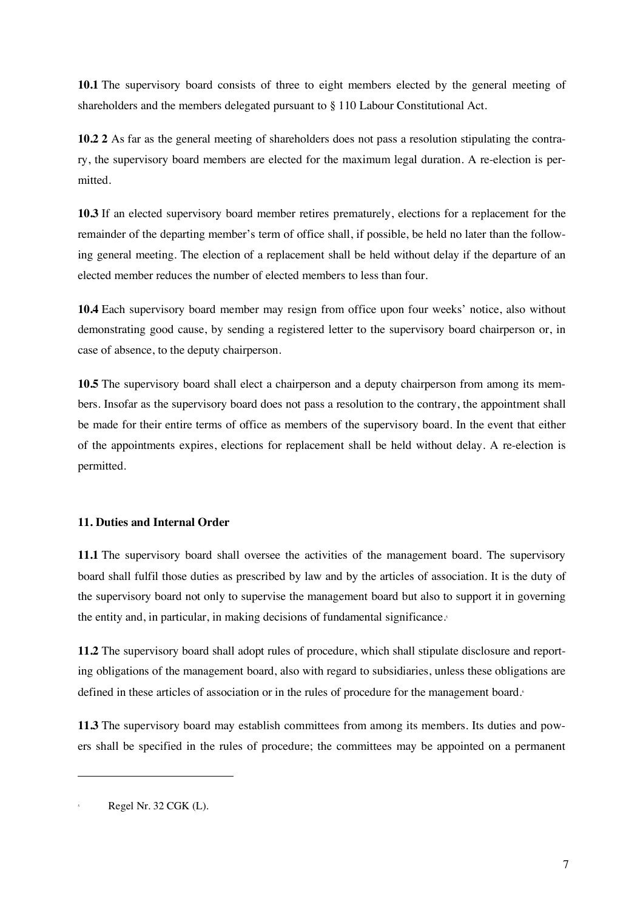**10.1** The supervisory board consists of three to eight members elected by the general meeting of shareholders and the members delegated pursuant to § 110 Labour Constitutional Act.

**10.2 2** As far as the general meeting of shareholders does not pass a resolution stipulating the contrary, the supervisory board members are elected for the maximum legal duration. A re-election is permitted.

**10.3** If an elected supervisory board member retires prematurely, elections for a replacement for the remainder of the departing member's term of office shall, if possible, be held no later than the following general meeting. The election of a replacement shall be held without delay if the departure of an elected member reduces the number of elected members to less than four.

**10.4** Each supervisory board member may resign from office upon four weeks' notice, also without demonstrating good cause, by sending a registered letter to the supervisory board chairperson or, in case of absence, to the deputy chairperson.

**10.5** The supervisory board shall elect a chairperson and a deputy chairperson from among its members. Insofar as the supervisory board does not pass a resolution to the contrary, the appointment shall be made for their entire terms of office as members of the supervisory board. In the event that either of the appointments expires, elections for replacement shall be held without delay. A re-election is permitted.

### 11. Duties and Internal Order

**11.1** The supervisory board shall oversee the activities of the management board. The supervisory board shall fulfil those duties as prescribed by law and by the articles of association. It is the duty of the supervisory board not only to supervise the management board but also to support it in governing the entity and, in particular, in making decisions of fundamental significance.[5]

**11.2** The supervisory board shall adopt rules of procedure, which shall stipulate disclosure and reporting obligations of the management board, also with regard to subsidiaries, unless these obligations are defined in these articles of association or in the rules of procedure for the management board.[5]

**11.3** The supervisory board may establish committees from among its members. Its duties and powers shall be specified in the rules of procedure; the committees may be appointed on a permanent

---

[5] Regel Nr. 32 CGK (L).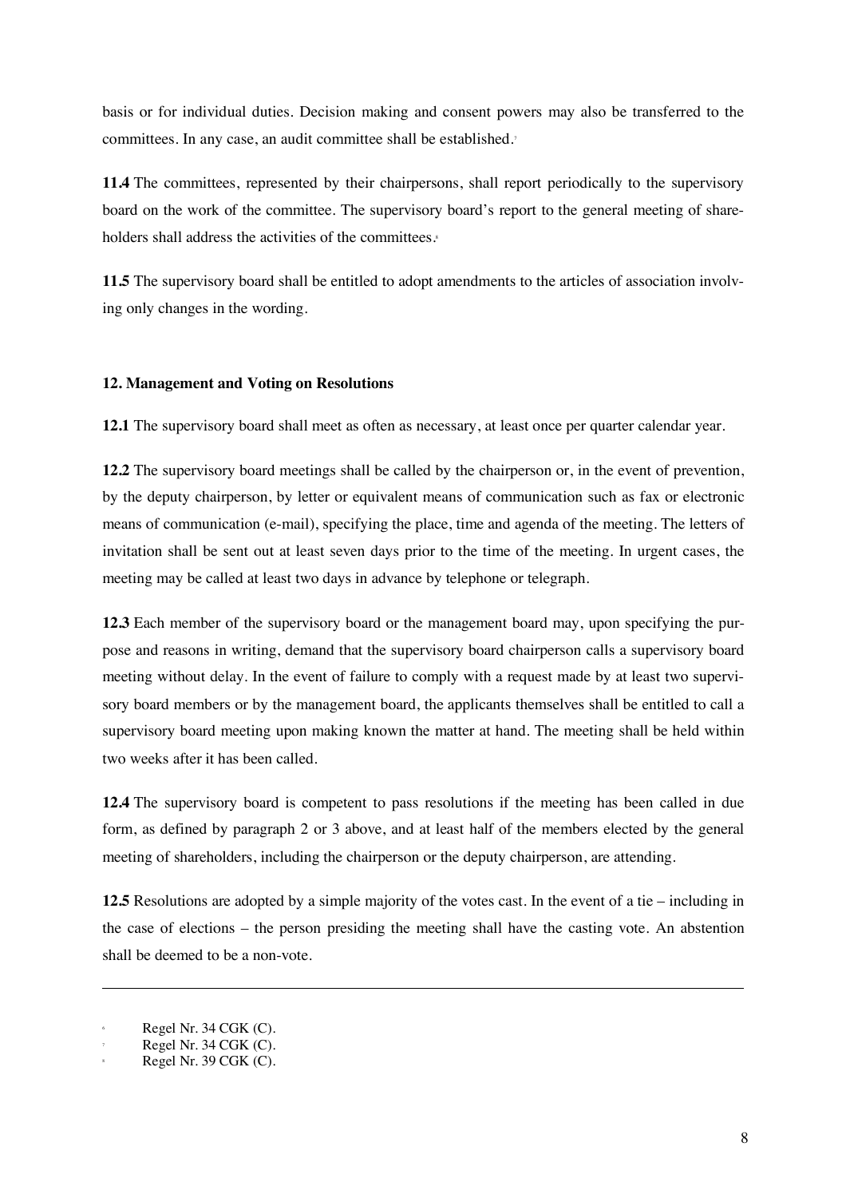basis or for individual duties. Decision making and consent powers may also be transferred to the committees. In any case, an audit committee shall be established.[7]

**11.4** The committees, represented by their chairpersons, shall report periodically to the supervisory board on the work of the committee. The supervisory board's report to the general meeting of shareholders shall address the activities of the committees.[8]

**11.5** The supervisory board shall be entitled to adopt amendments to the articles of association involving only changes in the wording.

## 12. Management and Voting on Resolutions

**12.1** The supervisory board shall meet as often as necessary, at least once per quarter calendar year.

**12.2** The supervisory board meetings shall be called by the chairperson or, in the event of prevention, by the deputy chairperson, by letter or equivalent means of communication such as fax or electronic means of communication (e-mail), specifying the place, time and agenda of the meeting. The letters of invitation shall be sent out at least seven days prior to the time of the meeting. In urgent cases, the meeting may be called at least two days in advance by telephone or telegraph.

**12.3** Each member of the supervisory board or the management board may, upon specifying the purpose and reasons in writing, demand that the supervisory board chairperson calls a supervisory board meeting without delay. In the event of failure to comply with a request made by at least two supervisory board members or by the management board, the applicants themselves shall be entitled to call a supervisory board meeting upon making known the matter at hand. The meeting shall be held within two weeks after it has been called.

**12.4** The supervisory board is competent to pass resolutions if the meeting has been called in due form, as defined by paragraph 2 or 3 above, and at least half of the members elected by the general meeting of shareholders, including the chairperson or the deputy chairperson, are attending.

**12.5** Resolutions are adopted by a simple majority of the votes cast. In the event of a tie – including in the case of elections – the person presiding the meeting shall have the casting vote. An abstention shall be deemed to be a non-vote.

---

[6] Regel Nr. 34 CGK (C).

[7] Regel Nr. 34 CGK (C).

[8] Regel Nr. 39 CGK (C).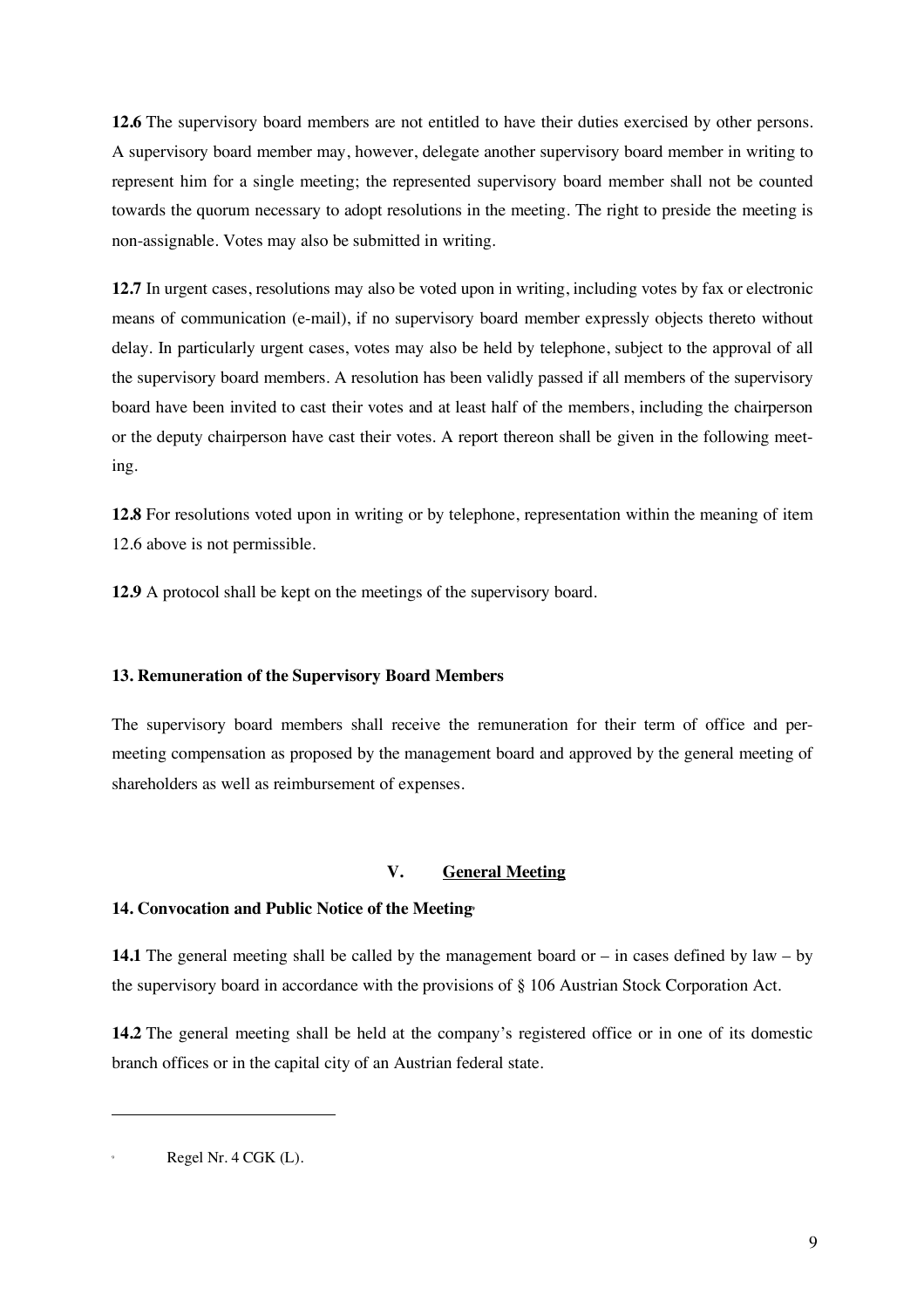**12.6** The supervisory board members are not entitled to have their duties exercised by other persons. A supervisory board member may, however, delegate another supervisory board member in writing to represent him for a single meeting; the represented supervisory board member shall not be counted towards the quorum necessary to adopt resolutions in the meeting. The right to preside the meeting is non-assignable. Votes may also be submitted in writing.

**12.7** In urgent cases, resolutions may also be voted upon in writing, including votes by fax or electronic means of communication (e-mail), if no supervisory board member expressly objects thereto without delay. In particularly urgent cases, votes may also be held by telephone, subject to the approval of all the supervisory board members. A resolution has been validly passed if all members of the supervisory board have been invited to cast their votes and at least half of the members, including the chairperson or the deputy chairperson have cast their votes. A report thereon shall be given in the following meeting.

**12.8** For resolutions voted upon in writing or by telephone, representation within the meaning of item 12.6 above is not permissible.

**12.9** A protocol shall be kept on the meetings of the supervisory board.

### 13. Remuneration of the Supervisory Board Members

The supervisory board members shall receive the remuneration for their term of office and per-meeting compensation as proposed by the management board and approved by the general meeting of shareholders as well as reimbursement of expenses.

## V. General Meeting

### 14. Convocation and Public Notice of the Meeting[9]

**14.1** The general meeting shall be called by the management board or – in cases defined by law – by the supervisory board in accordance with the provisions of § 106 Austrian Stock Corporation Act.

**14.2** The general meeting shall be held at the company's registered office or in one of its domestic branch offices or in the capital city of an Austrian federal state.

---

[9] Regel Nr. 4 CGK (L).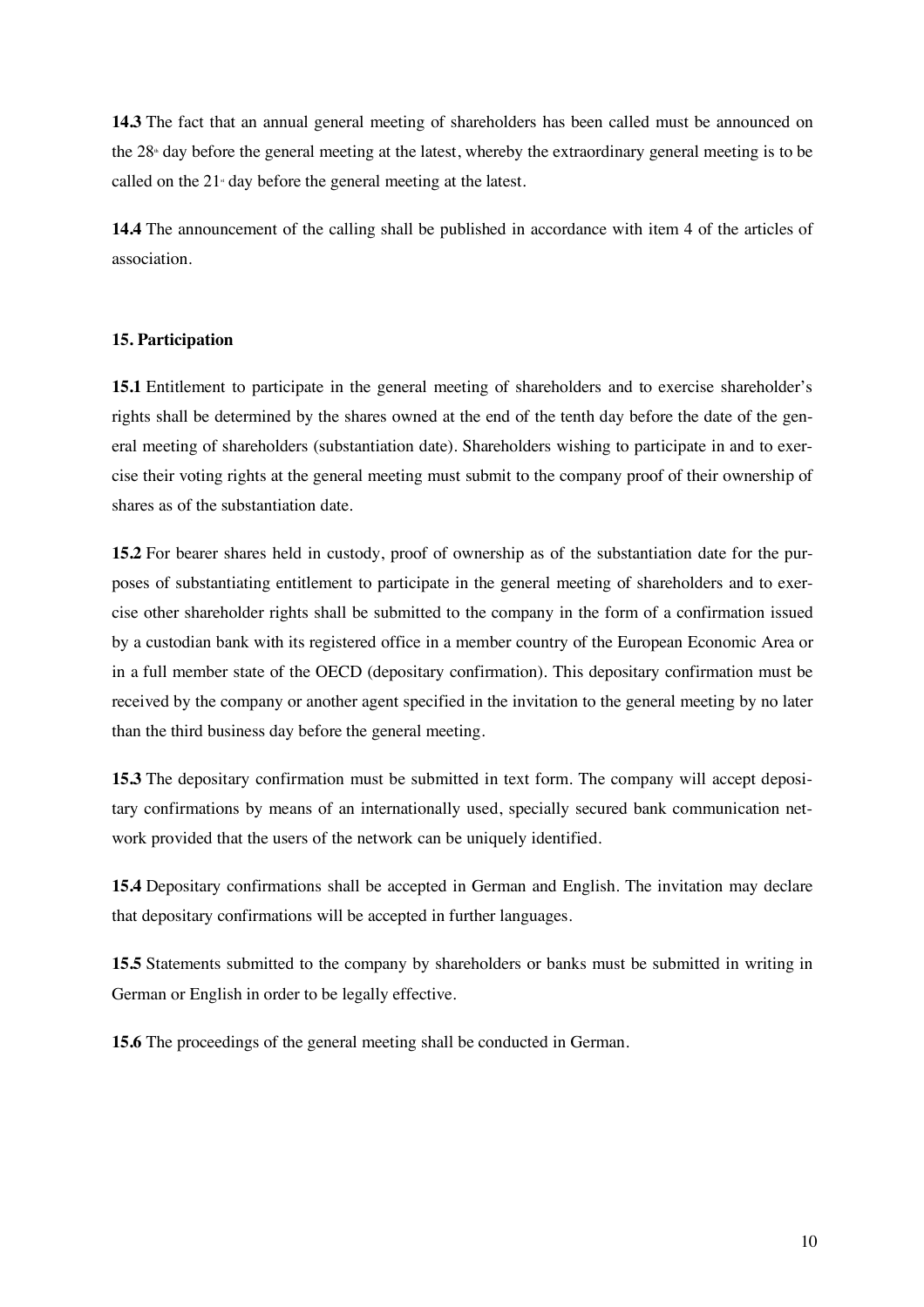**14.3** The fact that an annual general meeting of shareholders has been called must be announced on the 28th day before the general meeting at the latest, whereby the extraordinary general meeting is to be called on the 21st day before the general meeting at the latest.

**14.4** The announcement of the calling shall be published in accordance with item 4 of the articles of association.

### 15. Participation

**15.1** Entitlement to participate in the general meeting of shareholders and to exercise shareholder's rights shall be determined by the shares owned at the end of the tenth day before the date of the general meeting of shareholders (substantiation date). Shareholders wishing to participate in and to exercise their voting rights at the general meeting must submit to the company proof of their ownership of shares as of the substantiation date.

**15.2** For bearer shares held in custody, proof of ownership as of the substantiation date for the purposes of substantiating entitlement to participate in the general meeting of shareholders and to exercise other shareholder rights shall be submitted to the company in the form of a confirmation issued by a custodian bank with its registered office in a member country of the European Economic Area or in a full member state of the OECD (depositary confirmation). This depositary confirmation must be received by the company or another agent specified in the invitation to the general meeting by no later than the third business day before the general meeting.

**15.3** The depositary confirmation must be submitted in text form. The company will accept depositary confirmations by means of an internationally used, specially secured bank communication network provided that the users of the network can be uniquely identified.

**15.4** Depositary confirmations shall be accepted in German and English. The invitation may declare that depositary confirmations will be accepted in further languages.

**15.5** Statements submitted to the company by shareholders or banks must be submitted in writing in German or English in order to be legally effective.

**15.6** The proceedings of the general meeting shall be conducted in German.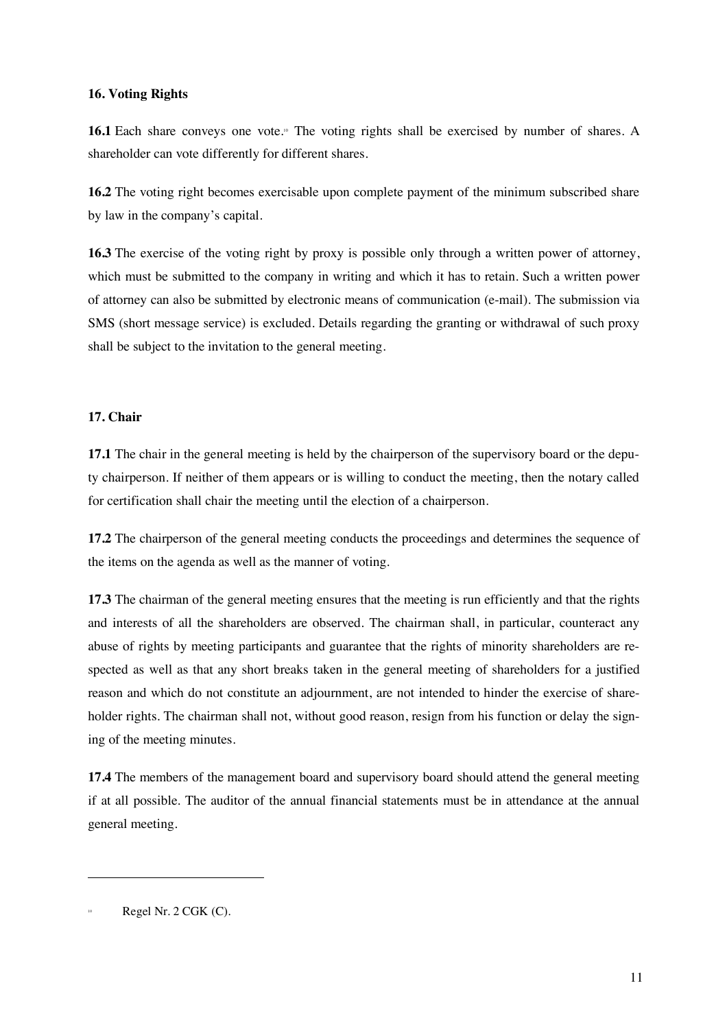### 16. Voting Rights

**16.1** Each share conveys one vote.[10] The voting rights shall be exercised by number of shares. A shareholder can vote differently for different shares.

**16.2** The voting right becomes exercisable upon complete payment of the minimum subscribed share by law in the company's capital.

**16.3** The exercise of the voting right by proxy is possible only through a written power of attorney, which must be submitted to the company in writing and which it has to retain. Such a written power of attorney can also be submitted by electronic means of communication (e-mail). The submission via SMS (short message service) is excluded. Details regarding the granting or withdrawal of such proxy shall be subject to the invitation to the general meeting.

### 17. Chair

**17.1** The chair in the general meeting is held by the chairperson of the supervisory board or the deputy chairperson. If neither of them appears or is willing to conduct the meeting, then the notary called for certification shall chair the meeting until the election of a chairperson.

**17.2** The chairperson of the general meeting conducts the proceedings and determines the sequence of the items on the agenda as well as the manner of voting.

**17.3** The chairman of the general meeting ensures that the meeting is run efficiently and that the rights and interests of all the shareholders are observed. The chairman shall, in particular, counteract any abuse of rights by meeting participants and guarantee that the rights of minority shareholders are respected as well as that any short breaks taken in the general meeting of shareholders for a justified reason and which do not constitute an adjournment, are not intended to hinder the exercise of shareholder rights. The chairman shall not, without good reason, resign from his function or delay the signing of the meeting minutes.

**17.4** The members of the management board and supervisory board should attend the general meeting if at all possible. The auditor of the annual financial statements must be in attendance at the annual general meeting.

---

[10] Regel Nr. 2 CGK (C).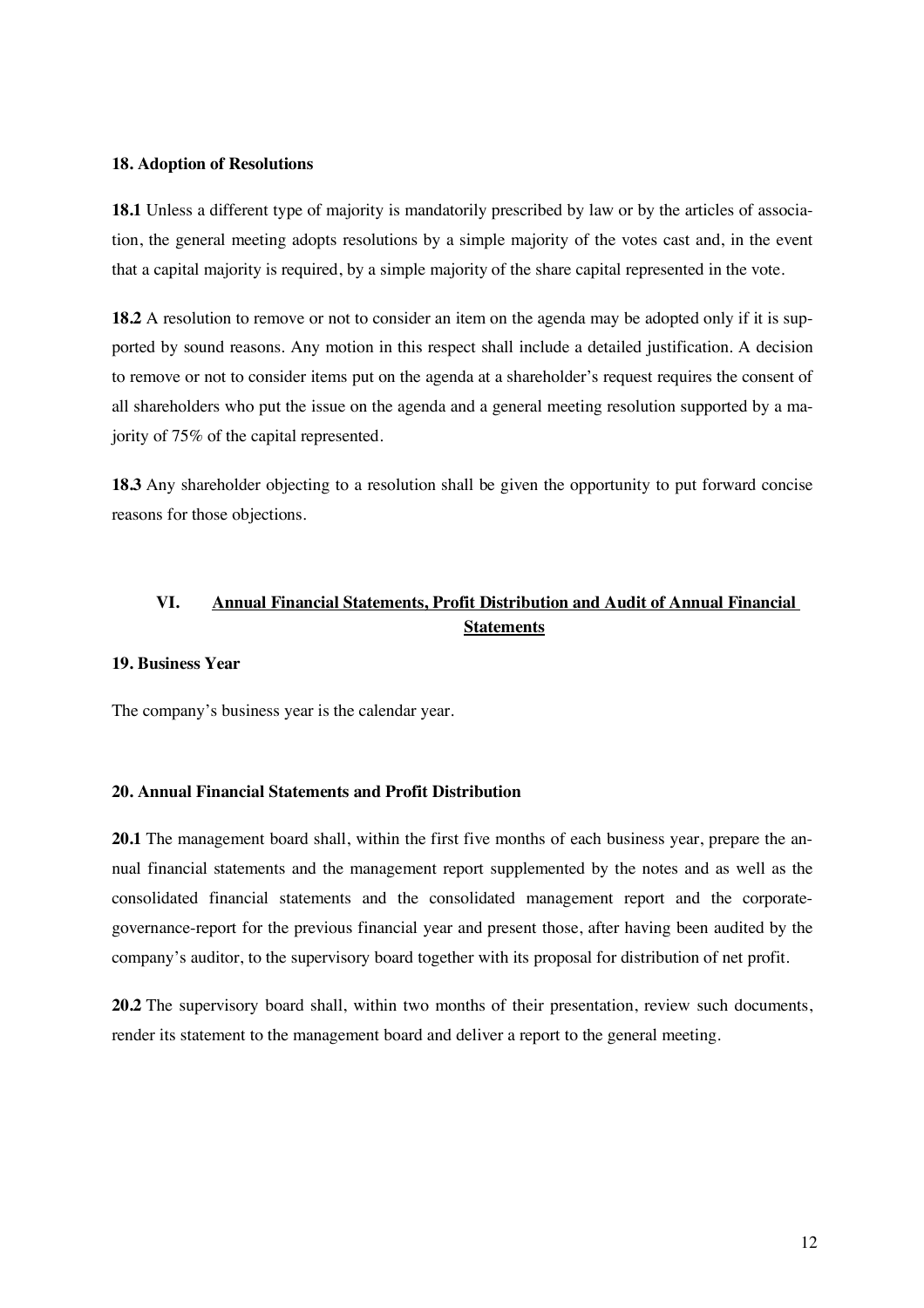#### 18. Adoption of Resolutions

**18.1** Unless a different type of majority is mandatorily prescribed by law or by the articles of association, the general meeting adopts resolutions by a simple majority of the votes cast and, in the event that a capital majority is required, by a simple majority of the share capital represented in the vote.

**18.2** A resolution to remove or not to consider an item on the agenda may be adopted only if it is supported by sound reasons. Any motion in this respect shall include a detailed justification. A decision to remove or not to consider items put on the agenda at a shareholder's request requires the consent of all shareholders who put the issue on the agenda and a general meeting resolution supported by a majority of 75% of the capital represented.

**18.3** Any shareholder objecting to a resolution shall be given the opportunity to put forward concise reasons for those objections.

## VI. Annual Financial Statements, Profit Distribution and Audit of Annual Financial Statements

#### 19. Business Year

The company's business year is the calendar year.

#### 20. Annual Financial Statements and Profit Distribution

**20.1** The management board shall, within the first five months of each business year, prepare the annual financial statements and the management report supplemented by the notes and as well as the consolidated financial statements and the consolidated management report and the corporate-governance-report for the previous financial year and present those, after having been audited by the company's auditor, to the supervisory board together with its proposal for distribution of net profit.

**20.2** The supervisory board shall, within two months of their presentation, review such documents, render its statement to the management board and deliver a report to the general meeting.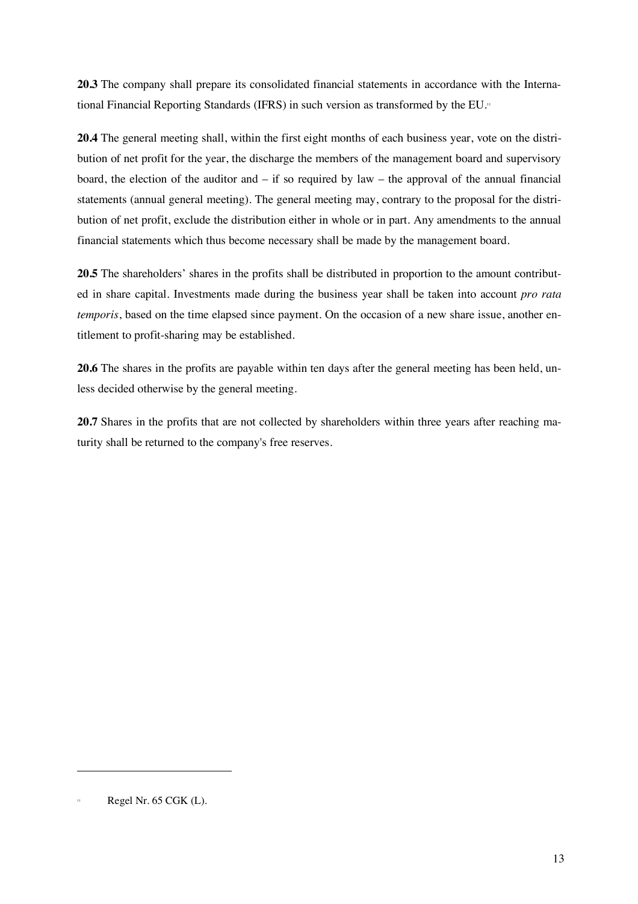**20.3** The company shall prepare its consolidated financial statements in accordance with the International Financial Reporting Standards (IFRS) in such version as transformed by the EU.[11]

**20.4** The general meeting shall, within the first eight months of each business year, vote on the distribution of net profit for the year, the discharge the members of the management board and supervisory board, the election of the auditor and – if so required by law – the approval of the annual financial statements (annual general meeting). The general meeting may, contrary to the proposal for the distribution of net profit, exclude the distribution either in whole or in part. Any amendments to the annual financial statements which thus become necessary shall be made by the management board.

**20.5** The shareholders' shares in the profits shall be distributed in proportion to the amount contributed in share capital. Investments made during the business year shall be taken into account *pro rata temporis*, based on the time elapsed since payment. On the occasion of a new share issue, another entitlement to profit-sharing may be established.

**20.6** The shares in the profits are payable within ten days after the general meeting has been held, unless decided otherwise by the general meeting.

**20.7** Shares in the profits that are not collected by shareholders within three years after reaching maturity shall be returned to the company's free reserves.

---

[11] Regel Nr. 65 CGK (L).